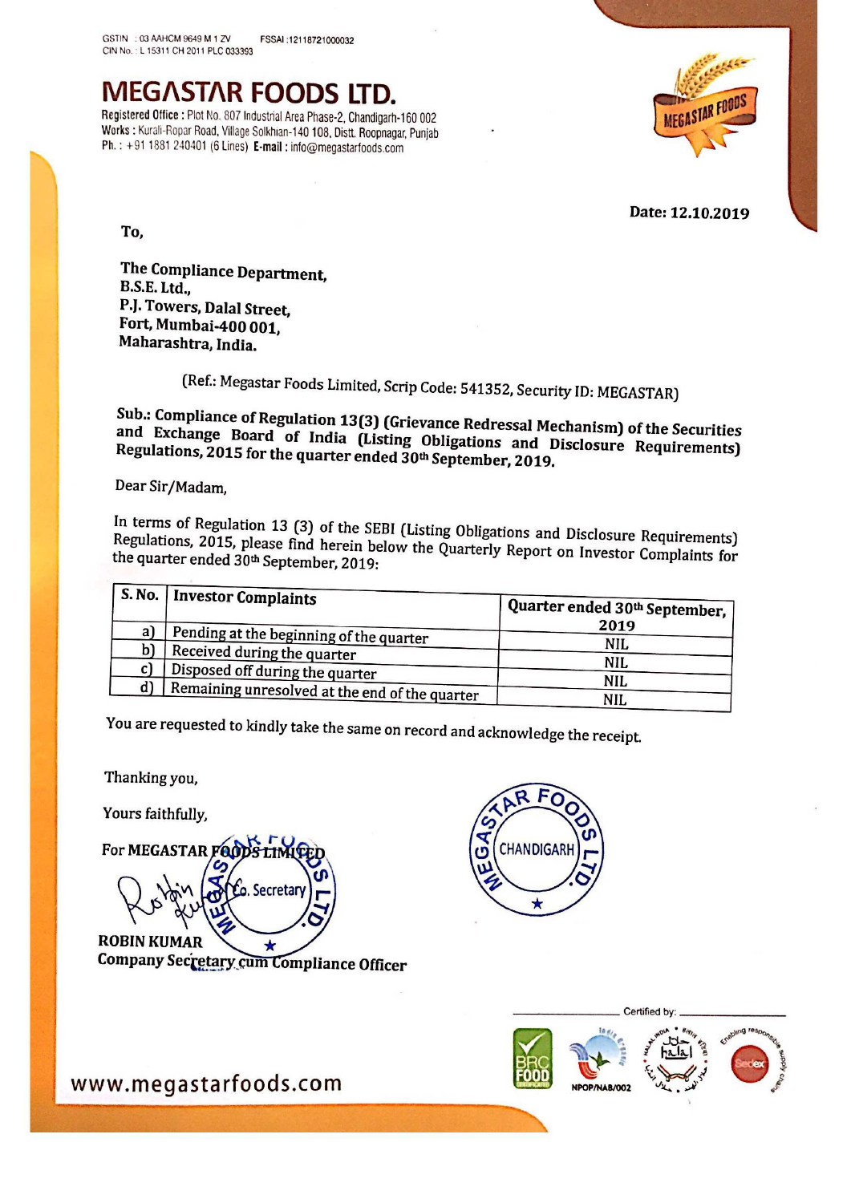GSTIN : 03 AAHCM 9649 M 1 ZV FSSAI :12118721000032
CIN No. : L 15311 CH 2011 PLC 033393

# MEGASTAR FOODS LTD.

**Registered Office :** Plot No. 807 Industrial Area Phase-2, Chandigarh-160 002
**Works :** Kurali-Ropar Road, Village Solkhian-140 108, Distt. Roopnagar, Punjab
**Ph. :** +91 1881 240401 (6 Lines) **E-mail :** info@megastarfoods.com

**Date: 12.10.2019**

**To,**

**The Compliance Department,**
**B.S.E. Ltd.,**
**P.J. Towers, Dalal Street,**
**Fort, Mumbai-400 001,**
**Maharashtra, India.**

(Ref.: Megastar Foods Limited, Scrip Code: 541352, Security ID: MEGASTAR)

**Sub.: Compliance of Regulation 13(3) (Grievance Redressal Mechanism) of the Securities and Exchange Board of India (Listing Obligations and Disclosure Requirements) Regulations, 2015 for the quarter ended 30th September, 2019.**

Dear Sir/Madam,

In terms of Regulation 13 (3) of the SEBI (Listing Obligations and Disclosure Requirements) Regulations, 2015, please find herein below the Quarterly Report on Investor Complaints for the quarter ended 30th September, 2019:

| S. No. | Investor Complaints | Quarter ended 30th September, 2019 |
|---|---|---|
| a) | Pending at the beginning of the quarter | NIL |
| b) | Received during the quarter | NIL |
| c) | Disposed off during the quarter | NIL |
| d) | Remaining unresolved at the end of the quarter | NIL |

You are requested to kindly take the same on record and acknowledge the receipt.

Thanking you,

Yours faithfully,

For MEGASTAR FOODS LIMITED

Co. Secretary

**ROBIN KUMAR**
**Company Secretary cum Compliance Officer**

www.megastarfoods.com

Certified by:

NPOP/NAB/002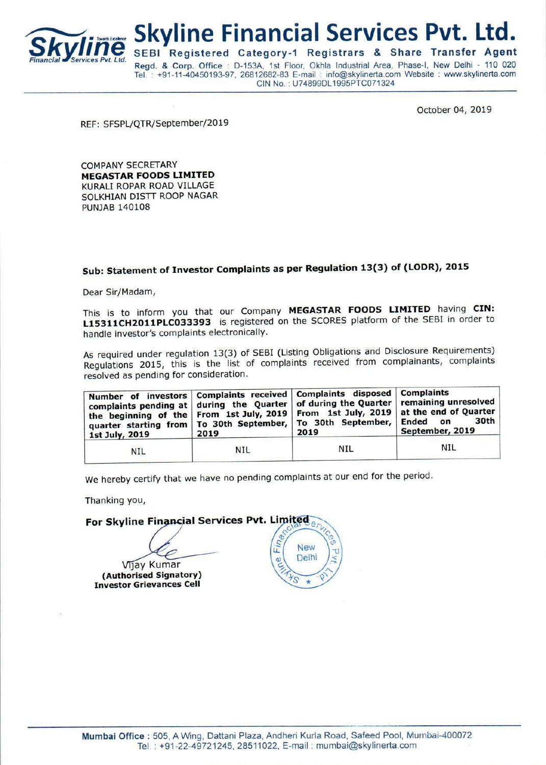# Skyline Financial Services Pvt. Ltd.

**SEBI Registered Category-1 Registrars & Share Transfer Agent**

Regd. & Corp. Office : D-153A, 1st Floor, Okhla Industrial Area, Phase-I, New Delhi - 110 020
Tel. : +91-11-40450193-97, 26812682-83 E-mail : info@skylinerta.com Website : www.skylinerta.com
CIN No. : U74899DL1995PTC071324

October 04, 2019

REF: SFSPL/QTR/September/2019

COMPANY SECRETARY
**MEGASTAR FOODS LIMITED**
KURALI ROPAR ROAD VILLAGE
SOLKHIAN DISTT ROOP NAGAR
PUNJAB 140108

**Sub: Statement of Investor Complaints as per Regulation 13(3) of (LODR), 2015**

Dear Sir/Madam,

This is to inform you that our Company **MEGASTAR FOODS LIMITED** having **CIN: L15311CH2011PLC033393** is registered on the SCORES platform of the SEBI in order to handle investor's complaints electronically.

As required under regulation 13(3) of SEBI (Listing Obligations and Disclosure Requirements) Regulations 2015, this is the list of complaints received from complainants, complaints resolved as pending for consideration.

| Number of investors complaints pending at the beginning of the quarter starting from 1st July, 2019 | Complaints received during the Quarter From 1st July, 2019 To 30th September, 2019 | Complaints disposed of during the Quarter From 1st July, 2019 To 30th September, 2019 | Complaints remaining unresolved at the end of Quarter Ended on 30th September, 2019 |
|---|---|---|---|
| NIL | NIL | NIL | NIL |

We hereby certify that we have no pending complaints at our end for the period.

Thanking you,

**For Skyline Financial Services Pvt. Limited**

Vijay Kumar
**(Authorised Signatory)**
**Investor Grievances Cell**

**Mumbai Office** : 505, A Wing, Dattani Plaza, Andheri Kurla Road, Safeed Pool, Mumbai-400072
Tel. : +91-22-49721245, 28511022, E-mail : mumbai@skylinerta.com